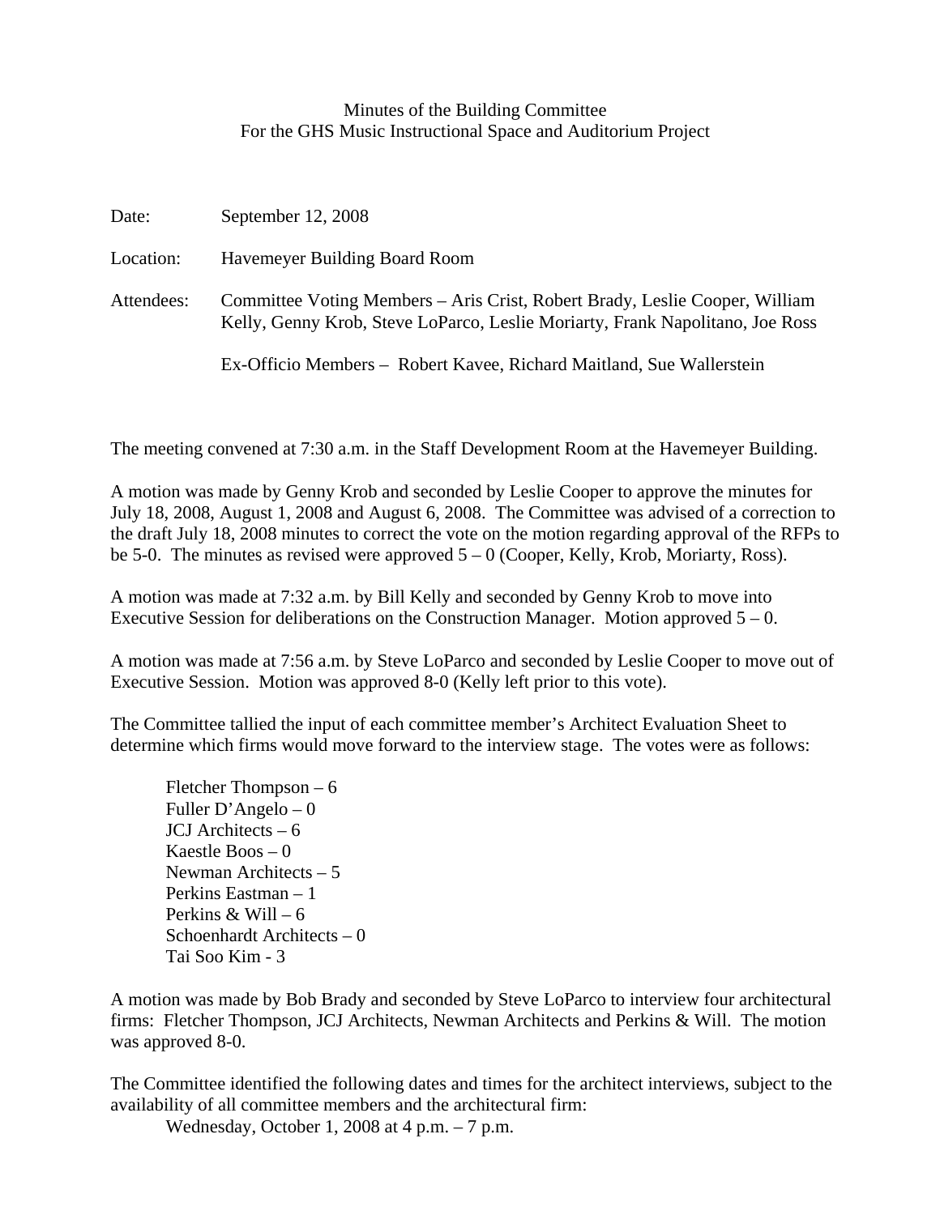Minutes of the Building Committee
For the GHS Music Instructional Space and Auditorium Project

Date: September 12, 2008

Location: Havemeyer Building Board Room

Attendees: Committee Voting Members – Aris Crist, Robert Brady, Leslie Cooper, William Kelly, Genny Krob, Steve LoParco, Leslie Moriarty, Frank Napolitano, Joe Ross

Ex-Officio Members – Robert Kavee, Richard Maitland, Sue Wallerstein

The meeting convened at 7:30 a.m. in the Staff Development Room at the Havemeyer Building.

A motion was made by Genny Krob and seconded by Leslie Cooper to approve the minutes for July 18, 2008, August 1, 2008 and August 6, 2008. The Committee was advised of a correction to the draft July 18, 2008 minutes to correct the vote on the motion regarding approval of the RFPs to be 5-0. The minutes as revised were approved 5 – 0 (Cooper, Kelly, Krob, Moriarty, Ross).

A motion was made at 7:32 a.m. by Bill Kelly and seconded by Genny Krob to move into Executive Session for deliberations on the Construction Manager. Motion approved 5 – 0.

A motion was made at 7:56 a.m. by Steve LoParco and seconded by Leslie Cooper to move out of Executive Session. Motion was approved 8-0 (Kelly left prior to this vote).

The Committee tallied the input of each committee member's Architect Evaluation Sheet to determine which firms would move forward to the interview stage. The votes were as follows:

Fletcher Thompson – 6
Fuller D'Angelo – 0
JCJ Architects – 6
Kaestle Boos – 0
Newman Architects – 5
Perkins Eastman – 1
Perkins & Will – 6
Schoenhardt Architects – 0
Tai Soo Kim - 3

A motion was made by Bob Brady and seconded by Steve LoParco to interview four architectural firms: Fletcher Thompson, JCJ Architects, Newman Architects and Perkins & Will. The motion was approved 8-0.

The Committee identified the following dates and times for the architect interviews, subject to the availability of all committee members and the architectural firm:

Wednesday, October 1, 2008 at 4 p.m. – 7 p.m.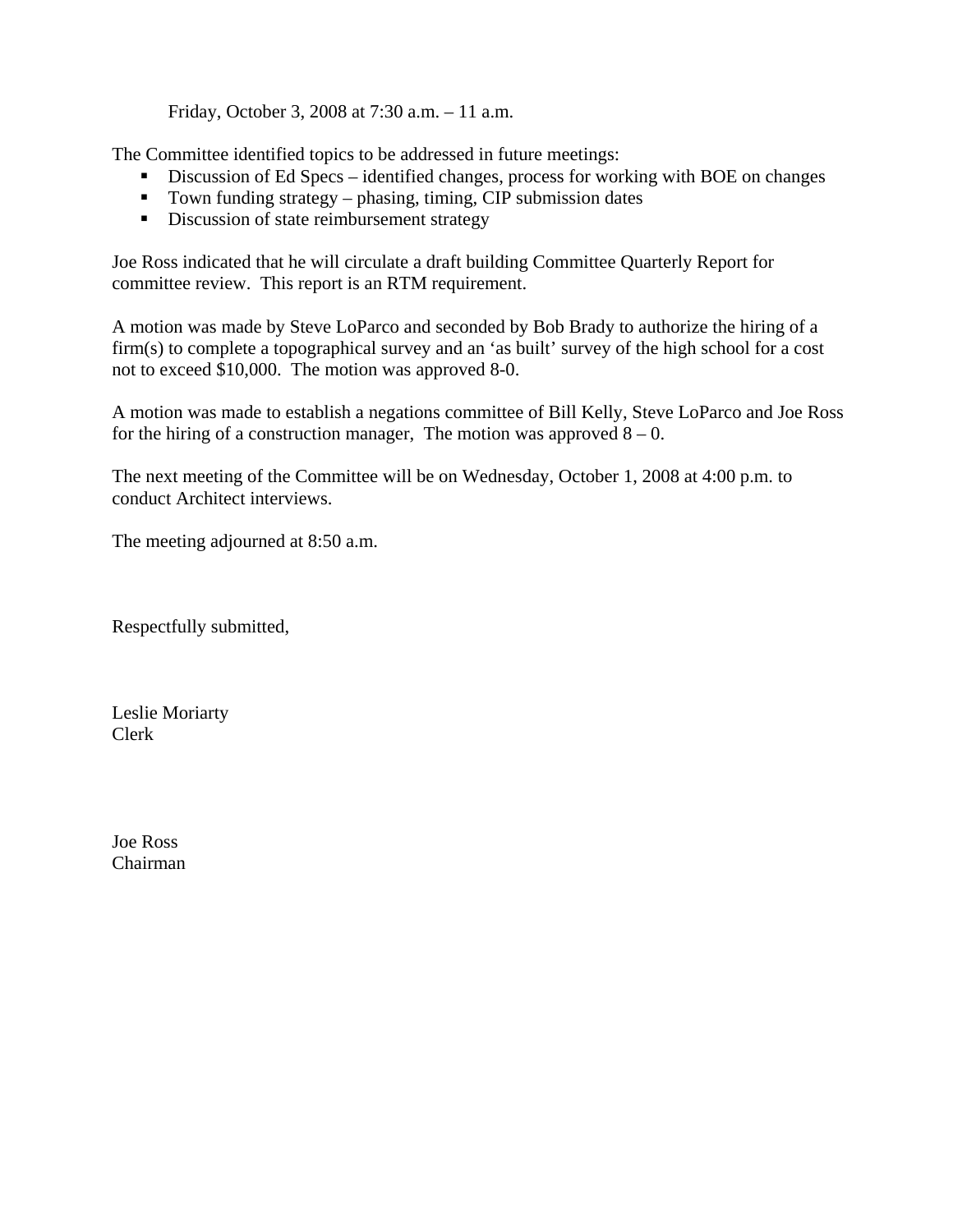Friday, October 3, 2008 at 7:30 a.m. – 11 a.m.

The Committee identified topics to be addressed in future meetings:

- Discussion of Ed Specs – identified changes, process for working with BOE on changes
- Town funding strategy – phasing, timing, CIP submission dates
- Discussion of state reimbursement strategy

Joe Ross indicated that he will circulate a draft building Committee Quarterly Report for committee review. This report is an RTM requirement.

A motion was made by Steve LoParco and seconded by Bob Brady to authorize the hiring of a firm(s) to complete a topographical survey and an 'as built' survey of the high school for a cost not to exceed $10,000. The motion was approved 8-0.

A motion was made to establish a negations committee of Bill Kelly, Steve LoParco and Joe Ross for the hiring of a construction manager, The motion was approved 8 – 0.

The next meeting of the Committee will be on Wednesday, October 1, 2008 at 4:00 p.m. to conduct Architect interviews.

The meeting adjourned at 8:50 a.m.

Respectfully submitted,

Leslie Moriarty
Clerk

Joe Ross
Chairman